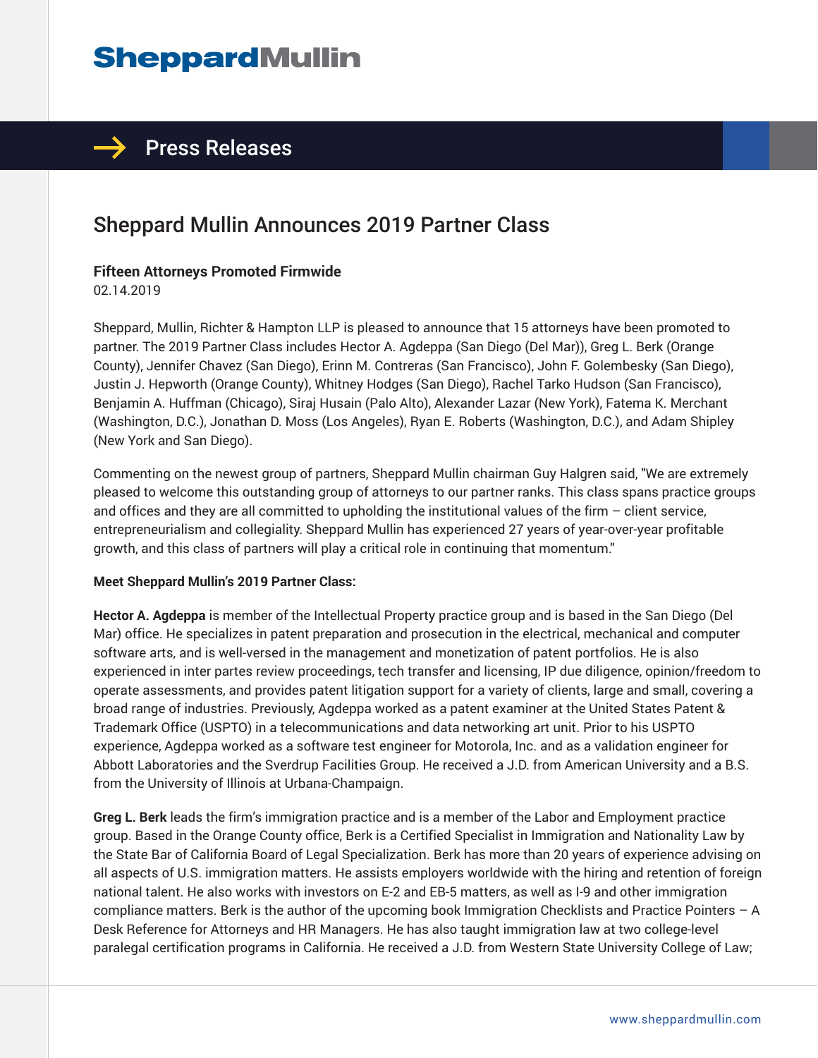SheppardMullin

## Press Releases

# Sheppard Mullin Announces 2019 Partner Class

**Fifteen Attorneys Promoted Firmwide**

02.14.2019

Sheppard, Mullin, Richter & Hampton LLP is pleased to announce that 15 attorneys have been promoted to partner. The 2019 Partner Class includes Hector A. Agdeppa (San Diego (Del Mar)), Greg L. Berk (Orange County), Jennifer Chavez (San Diego), Erinn M. Contreras (San Francisco), John F. Golembesky (San Diego), Justin J. Hepworth (Orange County), Whitney Hodges (San Diego), Rachel Tarko Hudson (San Francisco), Benjamin A. Huffman (Chicago), Siraj Husain (Palo Alto), Alexander Lazar (New York), Fatema K. Merchant (Washington, D.C.), Jonathan D. Moss (Los Angeles), Ryan E. Roberts (Washington, D.C.), and Adam Shipley (New York and San Diego).

Commenting on the newest group of partners, Sheppard Mullin chairman Guy Halgren said, "We are extremely pleased to welcome this outstanding group of attorneys to our partner ranks. This class spans practice groups and offices and they are all committed to upholding the institutional values of the firm – client service, entrepreneurialism and collegiality. Sheppard Mullin has experienced 27 years of year-over-year profitable growth, and this class of partners will play a critical role in continuing that momentum."

**Meet Sheppard Mullin's 2019 Partner Class:**

**Hector A. Agdeppa** is member of the Intellectual Property practice group and is based in the San Diego (Del Mar) office. He specializes in patent preparation and prosecution in the electrical, mechanical and computer software arts, and is well-versed in the management and monetization of patent portfolios. He is also experienced in inter partes review proceedings, tech transfer and licensing, IP due diligence, opinion/freedom to operate assessments, and provides patent litigation support for a variety of clients, large and small, covering a broad range of industries. Previously, Agdeppa worked as a patent examiner at the United States Patent & Trademark Office (USPTO) in a telecommunications and data networking art unit. Prior to his USPTO experience, Agdeppa worked as a software test engineer for Motorola, Inc. and as a validation engineer for Abbott Laboratories and the Sverdrup Facilities Group. He received a J.D. from American University and a B.S. from the University of Illinois at Urbana-Champaign.

**Greg L. Berk** leads the firm's immigration practice and is a member of the Labor and Employment practice group. Based in the Orange County office, Berk is a Certified Specialist in Immigration and Nationality Law by the State Bar of California Board of Legal Specialization. Berk has more than 20 years of experience advising on all aspects of U.S. immigration matters. He assists employers worldwide with the hiring and retention of foreign national talent. He also works with investors on E-2 and EB-5 matters, as well as I-9 and other immigration compliance matters. Berk is the author of the upcoming book Immigration Checklists and Practice Pointers – A Desk Reference for Attorneys and HR Managers. He has also taught immigration law at two college-level paralegal certification programs in California. He received a J.D. from Western State University College of Law;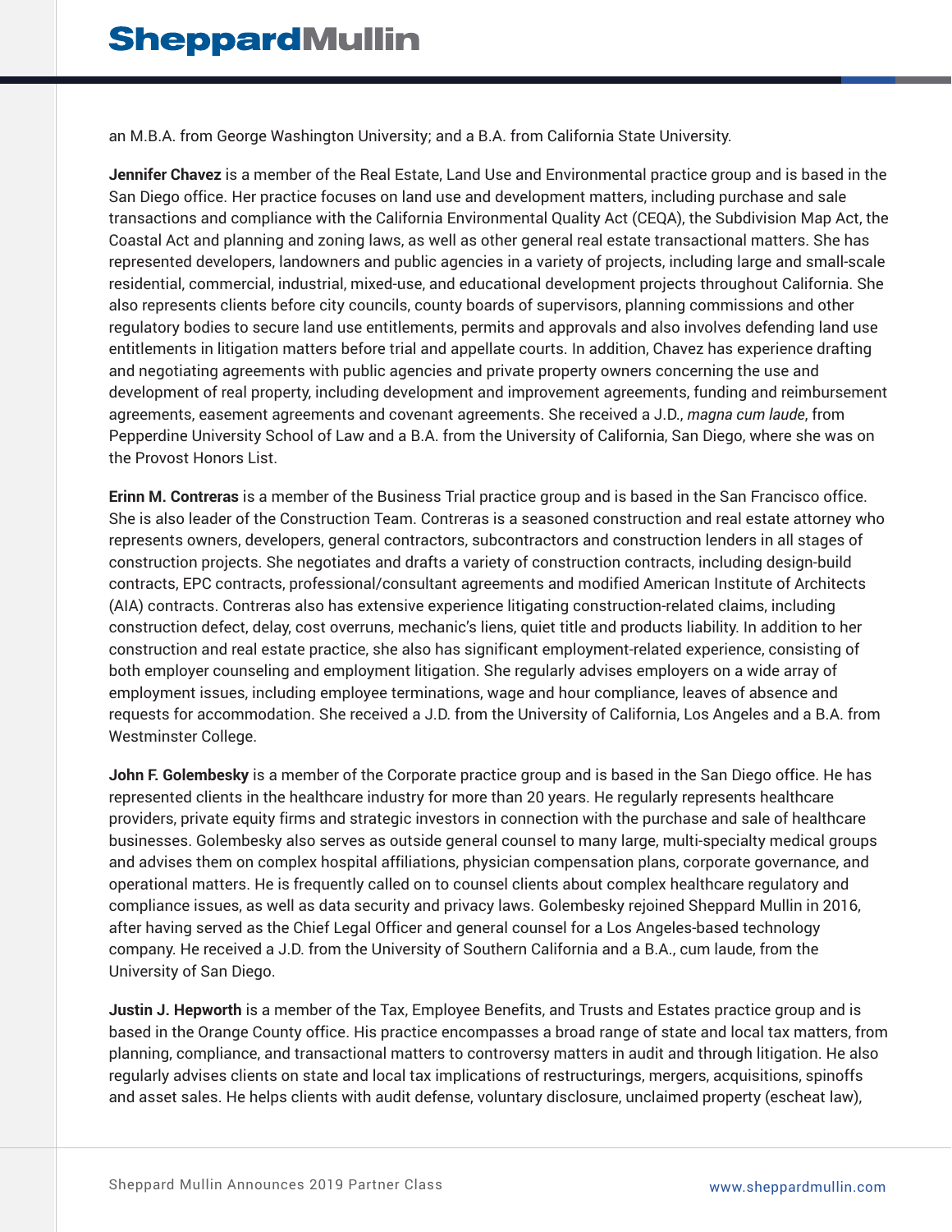an M.B.A. from George Washington University; and a B.A. from California State University.

**Jennifer Chavez** is a member of the Real Estate, Land Use and Environmental practice group and is based in the San Diego office. Her practice focuses on land use and development matters, including purchase and sale transactions and compliance with the California Environmental Quality Act (CEQA), the Subdivision Map Act, the Coastal Act and planning and zoning laws, as well as other general real estate transactional matters. She has represented developers, landowners and public agencies in a variety of projects, including large and small-scale residential, commercial, industrial, mixed-use, and educational development projects throughout California. She also represents clients before city councils, county boards of supervisors, planning commissions and other regulatory bodies to secure land use entitlements, permits and approvals and also involves defending land use entitlements in litigation matters before trial and appellate courts. In addition, Chavez has experience drafting and negotiating agreements with public agencies and private property owners concerning the use and development of real property, including development and improvement agreements, funding and reimbursement agreements, easement agreements and covenant agreements. She received a J.D., *magna cum laude*, from Pepperdine University School of Law and a B.A. from the University of California, San Diego, where she was on the Provost Honors List.

**Erinn M. Contreras** is a member of the Business Trial practice group and is based in the San Francisco office. She is also leader of the Construction Team. Contreras is a seasoned construction and real estate attorney who represents owners, developers, general contractors, subcontractors and construction lenders in all stages of construction projects. She negotiates and drafts a variety of construction contracts, including design-build contracts, EPC contracts, professional/consultant agreements and modified American Institute of Architects (AIA) contracts. Contreras also has extensive experience litigating construction-related claims, including construction defect, delay, cost overruns, mechanic's liens, quiet title and products liability. In addition to her construction and real estate practice, she also has significant employment-related experience, consisting of both employer counseling and employment litigation. She regularly advises employers on a wide array of employment issues, including employee terminations, wage and hour compliance, leaves of absence and requests for accommodation. She received a J.D. from the University of California, Los Angeles and a B.A. from Westminster College.

**John F. Golembesky** is a member of the Corporate practice group and is based in the San Diego office. He has represented clients in the healthcare industry for more than 20 years. He regularly represents healthcare providers, private equity firms and strategic investors in connection with the purchase and sale of healthcare businesses. Golembesky also serves as outside general counsel to many large, multi-specialty medical groups and advises them on complex hospital affiliations, physician compensation plans, corporate governance, and operational matters. He is frequently called on to counsel clients about complex healthcare regulatory and compliance issues, as well as data security and privacy laws. Golembesky rejoined Sheppard Mullin in 2016, after having served as the Chief Legal Officer and general counsel for a Los Angeles-based technology company. He received a J.D. from the University of Southern California and a B.A., cum laude, from the University of San Diego.

**Justin J. Hepworth** is a member of the Tax, Employee Benefits, and Trusts and Estates practice group and is based in the Orange County office. His practice encompasses a broad range of state and local tax matters, from planning, compliance, and transactional matters to controversy matters in audit and through litigation. He also regularly advises clients on state and local tax implications of restructurings, mergers, acquisitions, spinoffs and asset sales. He helps clients with audit defense, voluntary disclosure, unclaimed property (escheat law),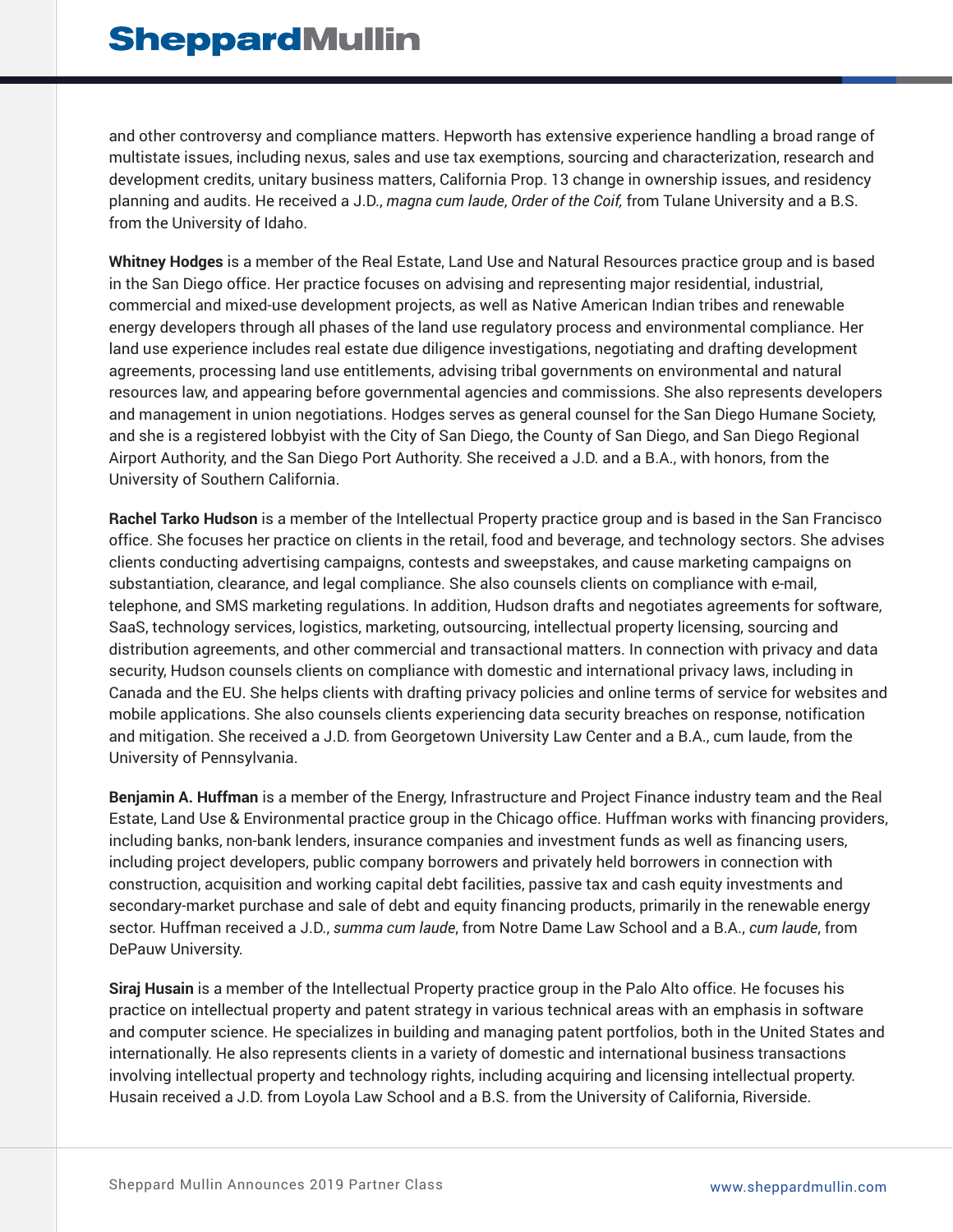and other controversy and compliance matters. Hepworth has extensive experience handling a broad range of multistate issues, including nexus, sales and use tax exemptions, sourcing and characterization, research and development credits, unitary business matters, California Prop. 13 change in ownership issues, and residency planning and audits. He received a J.D., *magna cum laude*, *Order of the Coif,* from Tulane University and a B.S. from the University of Idaho.

**Whitney Hodges** is a member of the Real Estate, Land Use and Natural Resources practice group and is based in the San Diego office. Her practice focuses on advising and representing major residential, industrial, commercial and mixed-use development projects, as well as Native American Indian tribes and renewable energy developers through all phases of the land use regulatory process and environmental compliance. Her land use experience includes real estate due diligence investigations, negotiating and drafting development agreements, processing land use entitlements, advising tribal governments on environmental and natural resources law, and appearing before governmental agencies and commissions. She also represents developers and management in union negotiations. Hodges serves as general counsel for the San Diego Humane Society, and she is a registered lobbyist with the City of San Diego, the County of San Diego, and San Diego Regional Airport Authority, and the San Diego Port Authority. She received a J.D. and a B.A., with honors, from the University of Southern California.

**Rachel Tarko Hudson** is a member of the Intellectual Property practice group and is based in the San Francisco office. She focuses her practice on clients in the retail, food and beverage, and technology sectors. She advises clients conducting advertising campaigns, contests and sweepstakes, and cause marketing campaigns on substantiation, clearance, and legal compliance. She also counsels clients on compliance with e-mail, telephone, and SMS marketing regulations. In addition, Hudson drafts and negotiates agreements for software, SaaS, technology services, logistics, marketing, outsourcing, intellectual property licensing, sourcing and distribution agreements, and other commercial and transactional matters. In connection with privacy and data security, Hudson counsels clients on compliance with domestic and international privacy laws, including in Canada and the EU. She helps clients with drafting privacy policies and online terms of service for websites and mobile applications. She also counsels clients experiencing data security breaches on response, notification and mitigation. She received a J.D. from Georgetown University Law Center and a B.A., cum laude, from the University of Pennsylvania.

**Benjamin A. Huffman** is a member of the Energy, Infrastructure and Project Finance industry team and the Real Estate, Land Use & Environmental practice group in the Chicago office. Huffman works with financing providers, including banks, non-bank lenders, insurance companies and investment funds as well as financing users, including project developers, public company borrowers and privately held borrowers in connection with construction, acquisition and working capital debt facilities, passive tax and cash equity investments and secondary-market purchase and sale of debt and equity financing products, primarily in the renewable energy sector. Huffman received a J.D., *summa cum laude*, from Notre Dame Law School and a B.A., *cum laude*, from DePauw University.

**Siraj Husain** is a member of the Intellectual Property practice group in the Palo Alto office. He focuses his practice on intellectual property and patent strategy in various technical areas with an emphasis in software and computer science. He specializes in building and managing patent portfolios, both in the United States and internationally. He also represents clients in a variety of domestic and international business transactions involving intellectual property and technology rights, including acquiring and licensing intellectual property. Husain received a J.D. from Loyola Law School and a B.S. from the University of California, Riverside.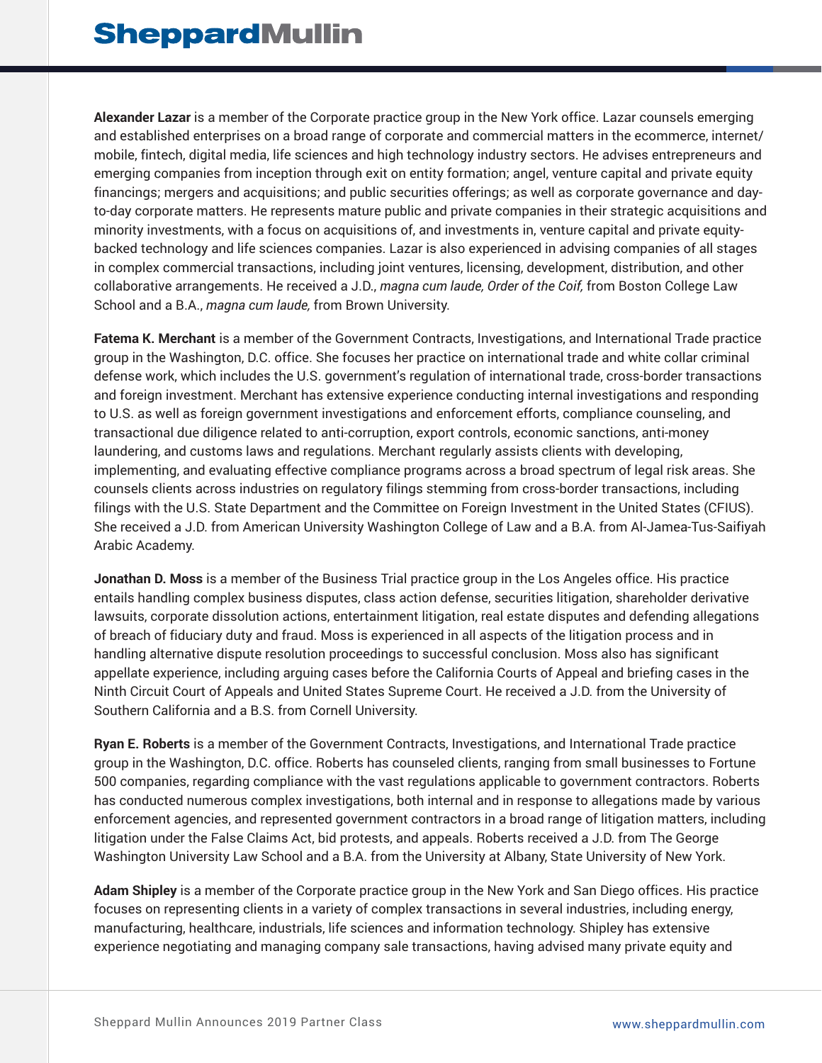**Alexander Lazar** is a member of the Corporate practice group in the New York office. Lazar counsels emerging and established enterprises on a broad range of corporate and commercial matters in the ecommerce, internet/mobile, fintech, digital media, life sciences and high technology industry sectors. He advises entrepreneurs and emerging companies from inception through exit on entity formation; angel, venture capital and private equity financings; mergers and acquisitions; and public securities offerings; as well as corporate governance and day-to-day corporate matters. He represents mature public and private companies in their strategic acquisitions and minority investments, with a focus on acquisitions of, and investments in, venture capital and private equity-backed technology and life sciences companies. Lazar is also experienced in advising companies of all stages in complex commercial transactions, including joint ventures, licensing, development, distribution, and other collaborative arrangements. He received a J.D., *magna cum laude, Order of the Coif,* from Boston College Law School and a B.A., *magna cum laude,* from Brown University.

**Fatema K. Merchant** is a member of the Government Contracts, Investigations, and International Trade practice group in the Washington, D.C. office. She focuses her practice on international trade and white collar criminal defense work, which includes the U.S. government's regulation of international trade, cross-border transactions and foreign investment. Merchant has extensive experience conducting internal investigations and responding to U.S. as well as foreign government investigations and enforcement efforts, compliance counseling, and transactional due diligence related to anti-corruption, export controls, economic sanctions, anti-money laundering, and customs laws and regulations. Merchant regularly assists clients with developing, implementing, and evaluating effective compliance programs across a broad spectrum of legal risk areas. She counsels clients across industries on regulatory filings stemming from cross-border transactions, including filings with the U.S. State Department and the Committee on Foreign Investment in the United States (CFIUS). She received a J.D. from American University Washington College of Law and a B.A. from Al-Jamea-Tus-Saifiyah Arabic Academy.

**Jonathan D. Moss** is a member of the Business Trial practice group in the Los Angeles office. His practice entails handling complex business disputes, class action defense, securities litigation, shareholder derivative lawsuits, corporate dissolution actions, entertainment litigation, real estate disputes and defending allegations of breach of fiduciary duty and fraud. Moss is experienced in all aspects of the litigation process and in handling alternative dispute resolution proceedings to successful conclusion. Moss also has significant appellate experience, including arguing cases before the California Courts of Appeal and briefing cases in the Ninth Circuit Court of Appeals and United States Supreme Court. He received a J.D. from the University of Southern California and a B.S. from Cornell University.

**Ryan E. Roberts** is a member of the Government Contracts, Investigations, and International Trade practice group in the Washington, D.C. office. Roberts has counseled clients, ranging from small businesses to Fortune 500 companies, regarding compliance with the vast regulations applicable to government contractors. Roberts has conducted numerous complex investigations, both internal and in response to allegations made by various enforcement agencies, and represented government contractors in a broad range of litigation matters, including litigation under the False Claims Act, bid protests, and appeals. Roberts received a J.D. from The George Washington University Law School and a B.A. from the University at Albany, State University of New York.

**Adam Shipley** is a member of the Corporate practice group in the New York and San Diego offices. His practice focuses on representing clients in a variety of complex transactions in several industries, including energy, manufacturing, healthcare, industrials, life sciences and information technology. Shipley has extensive experience negotiating and managing company sale transactions, having advised many private equity and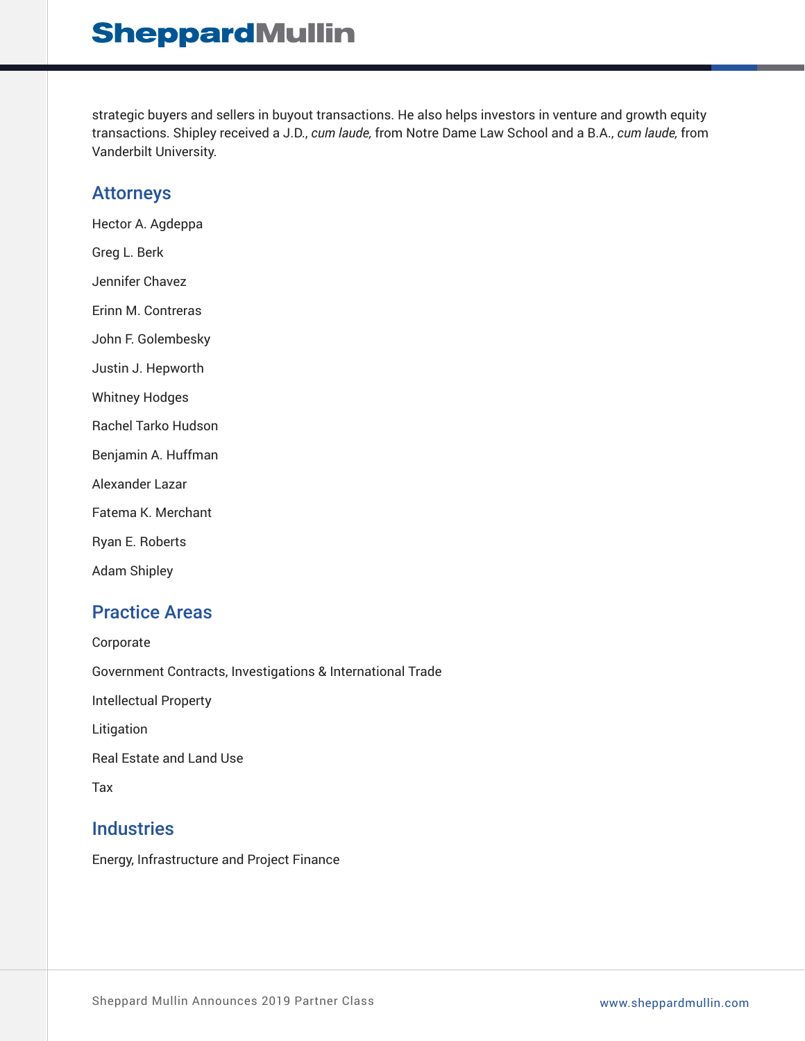strategic buyers and sellers in buyout transactions. He also helps investors in venture and growth equity transactions. Shipley received a J.D., *cum laude,* from Notre Dame Law School and a B.A., *cum laude,* from Vanderbilt University.

## Attorneys

Hector A. Agdeppa

Greg L. Berk

Jennifer Chavez

Erinn M. Contreras

John F. Golembesky

Justin J. Hepworth

Whitney Hodges

Rachel Tarko Hudson

Benjamin A. Huffman

Alexander Lazar

Fatema K. Merchant

Ryan E. Roberts

Adam Shipley

## Practice Areas

Corporate

Government Contracts, Investigations & International Trade

Intellectual Property

Litigation

Real Estate and Land Use

Tax

## Industries

Energy, Infrastructure and Project Finance